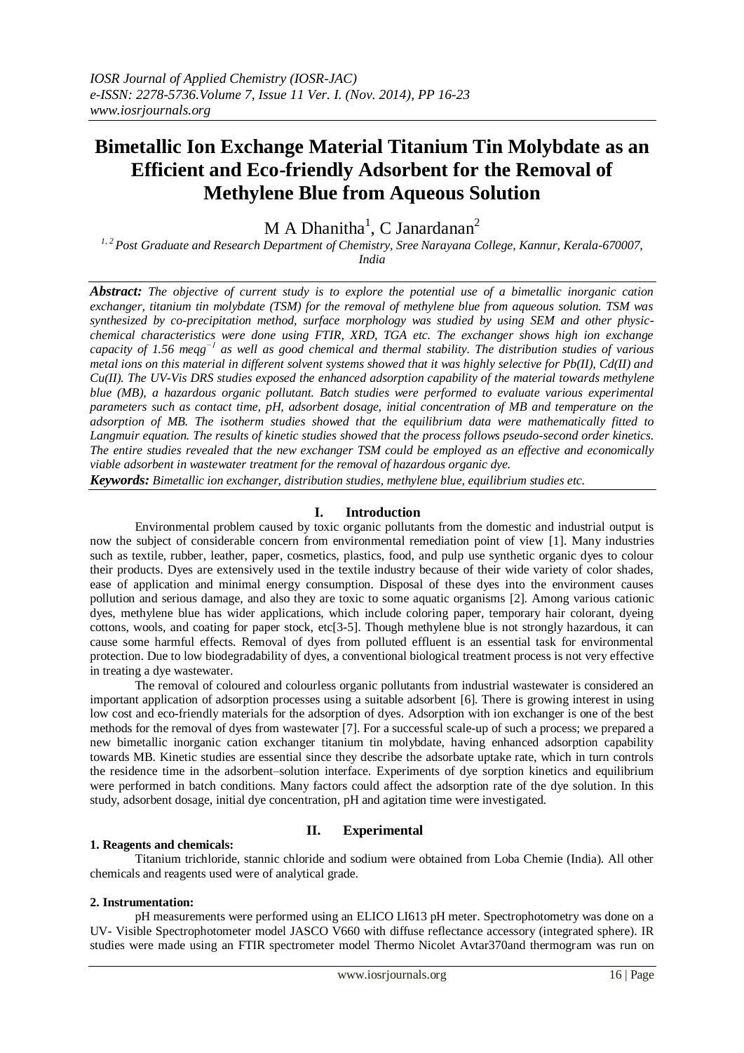# Bimetallic Ion Exchange Material Titanium Tin Molybdate as an Efficient and Eco-friendly Adsorbent for the Removal of Methylene Blue from Aqueous Solution

M A Dhanitha[1], C Janardanan[2]

*[1, 2] Post Graduate and Research Department of Chemistry, Sree Narayana College, Kannur, Kerala-670007, India*

***Abstract:*** *The objective of current study is to explore the potential use of a bimetallic inorganic cation exchanger, titanium tin molybdate (TSM) for the removal of methylene blue from aqueous solution. TSM was synthesized by co-precipitation method, surface morphology was studied by using SEM and other physic-chemical characteristics were done using FTIR, XRD, TGA etc. The exchanger shows high ion exchange capacity of 1.56 meqg$^{-1}$ as well as good chemical and thermal stability. The distribution studies of various metal ions on this material in different solvent systems showed that it was highly selective for Pb(II), Cd(II) and Cu(II). The UV-Vis DRS studies exposed the enhanced adsorption capability of the material towards methylene blue (MB), a hazardous organic pollutant. Batch studies were performed to evaluate various experimental parameters such as contact time, pH, adsorbent dosage, initial concentration of MB and temperature on the adsorption of MB. The isotherm studies showed that the equilibrium data were mathematically fitted to Langmuir equation. The results of kinetic studies showed that the process follows pseudo-second order kinetics. The entire studies revealed that the new exchanger TSM could be employed as an effective and economically viable adsorbent in wastewater treatment for the removal of hazardous organic dye.*

***Keywords:*** *Bimetallic ion exchanger, distribution studies, methylene blue, equilibrium studies etc.*

## I. Introduction

Environmental problem caused by toxic organic pollutants from the domestic and industrial output is now the subject of considerable concern from environmental remediation point of view [1]. Many industries such as textile, rubber, leather, paper, cosmetics, plastics, food, and pulp use synthetic organic dyes to colour their products. Dyes are extensively used in the textile industry because of their wide variety of color shades, ease of application and minimal energy consumption. Disposal of these dyes into the environment causes pollution and serious damage, and also they are toxic to some aquatic organisms [2]. Among various cationic dyes, methylene blue has wider applications, which include coloring paper, temporary hair colorant, dyeing cottons, wools, and coating for paper stock, etc[3-5]. Though methylene blue is not strongly hazardous, it can cause some harmful effects. Removal of dyes from polluted effluent is an essential task for environmental protection. Due to low biodegradability of dyes, a conventional biological treatment process is not very effective in treating a dye wastewater.

The removal of coloured and colourless organic pollutants from industrial wastewater is considered an important application of adsorption processes using a suitable adsorbent [6]. There is growing interest in using low cost and eco-friendly materials for the adsorption of dyes. Adsorption with ion exchanger is one of the best methods for the removal of dyes from wastewater [7]. For a successful scale-up of such a process; we prepared a new bimetallic inorganic cation exchanger titanium tin molybdate, having enhanced adsorption capability towards MB. Kinetic studies are essential since they describe the adsorbate uptake rate, which in turn controls the residence time in the adsorbent–solution interface. Experiments of dye sorption kinetics and equilibrium were performed in batch conditions. Many factors could affect the adsorption rate of the dye solution. In this study, adsorbent dosage, initial dye concentration, pH and agitation time were investigated.

## II. Experimental

### 1. Reagents and chemicals:

Titanium trichloride, stannic chloride and sodium were obtained from Loba Chemie (India). All other chemicals and reagents used were of analytical grade.

### 2. Instrumentation:

pH measurements were performed using an ELICO LI613 pH meter. Spectrophotometry was done on a UV- Visible Spectrophotometer model JASCO V660 with diffuse reflectance accessory (integrated sphere). IR studies were made using an FTIR spectrometer model Thermo Nicolet Avtar370and thermogram was run on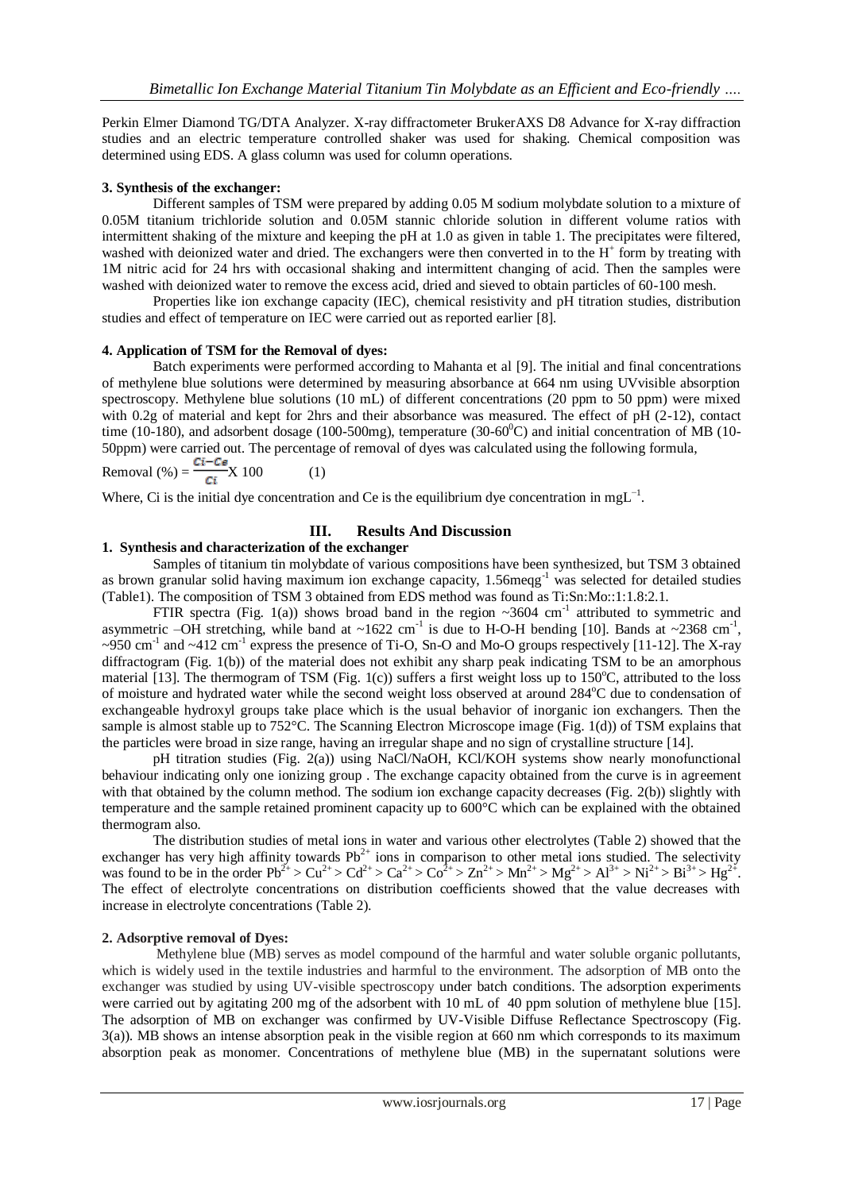Perkin Elmer Diamond TG/DTA Analyzer. X-ray diffractometer BrukerAXS D8 Advance for X-ray diffraction studies and an electric temperature controlled shaker was used for shaking. Chemical composition was determined using EDS. A glass column was used for column operations.

### 3. Synthesis of the exchanger:

Different samples of TSM were prepared by adding 0.05 M sodium molybdate solution to a mixture of 0.05M titanium trichloride solution and 0.05M stannic chloride solution in different volume ratios with intermittent shaking of the mixture and keeping the pH at 1.0 as given in table 1. The precipitates were filtered, washed with deionized water and dried. The exchangers were then converted in to the $H^+$ form by treating with 1M nitric acid for 24 hrs with occasional shaking and intermittent changing of acid. Then the samples were washed with deionized water to remove the excess acid, dried and sieved to obtain particles of 60-100 mesh.

Properties like ion exchange capacity (IEC), chemical resistivity and pH titration studies, distribution studies and effect of temperature on IEC were carried out as reported earlier [8].

### 4. Application of TSM for the Removal of dyes:

Batch experiments were performed according to Mahanta et al [9]. The initial and final concentrations of methylene blue solutions were determined by measuring absorbance at 664 nm using UVvisible absorption spectroscopy. Methylene blue solutions (10 mL) of different concentrations (20 ppm to 50 ppm) were mixed with 0.2g of material and kept for 2hrs and their absorbance was measured. The effect of pH (2-12), contact time (10-180), and adsorbent dosage (100-500mg), temperature (30-60$^0$C) and initial concentration of MB (10-50ppm) were carried out. The percentage of removal of dyes was calculated using the following formula,

$$\text{Removal } (\%) = \frac{Ci - Ce}{Ci} \text{X } 100 \qquad (1)$$

Where, Ci is the initial dye concentration and Ce is the equilibrium dye concentration in $mgL^{-1}$.

## III. Results And Discussion

### 1. Synthesis and characterization of the exchanger

Samples of titanium tin molybdate of various compositions have been synthesized, but TSM 3 obtained as brown granular solid having maximum ion exchange capacity, 1.56meq$g^{-1}$ was selected for detailed studies (Table1). The composition of TSM 3 obtained from EDS method was found as Ti:Sn:Mo::1:1.8:2.1.

FTIR spectra (Fig. 1(a)) shows broad band in the region ~3604 $cm^{-1}$ attributed to symmetric and asymmetric –OH stretching, while band at ~1622 $cm^{-1}$ is due to H-O-H bending [10]. Bands at ~2368 $cm^{-1}$, ~950 $cm^{-1}$ and ~412 $cm^{-1}$ express the presence of Ti-O, Sn-O and Mo-O groups respectively [11-12]. The X-ray diffractogram (Fig. 1(b)) of the material does not exhibit any sharp peak indicating TSM to be an amorphous material [13]. The thermogram of TSM (Fig. 1(c)) suffers a first weight loss up to 150$^o$C, attributed to the loss of moisture and hydrated water while the second weight loss observed at around 284$^o$C due to condensation of exchangeable hydroxyl groups take place which is the usual behavior of inorganic ion exchangers. Then the sample is almost stable up to 752°C. The Scanning Electron Microscope image (Fig. 1(d)) of TSM explains that the particles were broad in size range, having an irregular shape and no sign of crystalline structure [14].

pH titration studies (Fig. 2(a)) using NaCl/NaOH, KCl/KOH systems show nearly monofunctional behaviour indicating only one ionizing group . The exchange capacity obtained from the curve is in agreement with that obtained by the column method. The sodium ion exchange capacity decreases (Fig. 2(b)) slightly with temperature and the sample retained prominent capacity up to 600°C which can be explained with the obtained thermogram also.

The distribution studies of metal ions in water and various other electrolytes (Table 2) showed that the exchanger has very high affinity towards $Pb^{2+}$ ions in comparison to other metal ions studied. The selectivity was found to be in the order $Pb^{2+} > Cu^{2+} > Cd^{2+} > Ca^{2+} > Co^{2+} > Zn^{2+} > Mn^{2+} > Mg^{2+} > Al^{3+} > Ni^{2+} > Bi^{3+} > Hg^{2+}$. The effect of electrolyte concentrations on distribution coefficients showed that the value decreases with increase in electrolyte concentrations (Table 2).

### 2. Adsorptive removal of Dyes:

Methylene blue (MB) serves as model compound of the harmful and water soluble organic pollutants, which is widely used in the textile industries and harmful to the environment. The adsorption of MB onto the exchanger was studied by using UV-visible spectroscopy under batch conditions. The adsorption experiments were carried out by agitating 200 mg of the adsorbent with 10 mL of 40 ppm solution of methylene blue [15]. The adsorption of MB on exchanger was confirmed by UV-Visible Diffuse Reflectance Spectroscopy (Fig. 3(a)). MB shows an intense absorption peak in the visible region at 660 nm which corresponds to its maximum absorption peak as monomer. Concentrations of methylene blue (MB) in the supernatant solutions were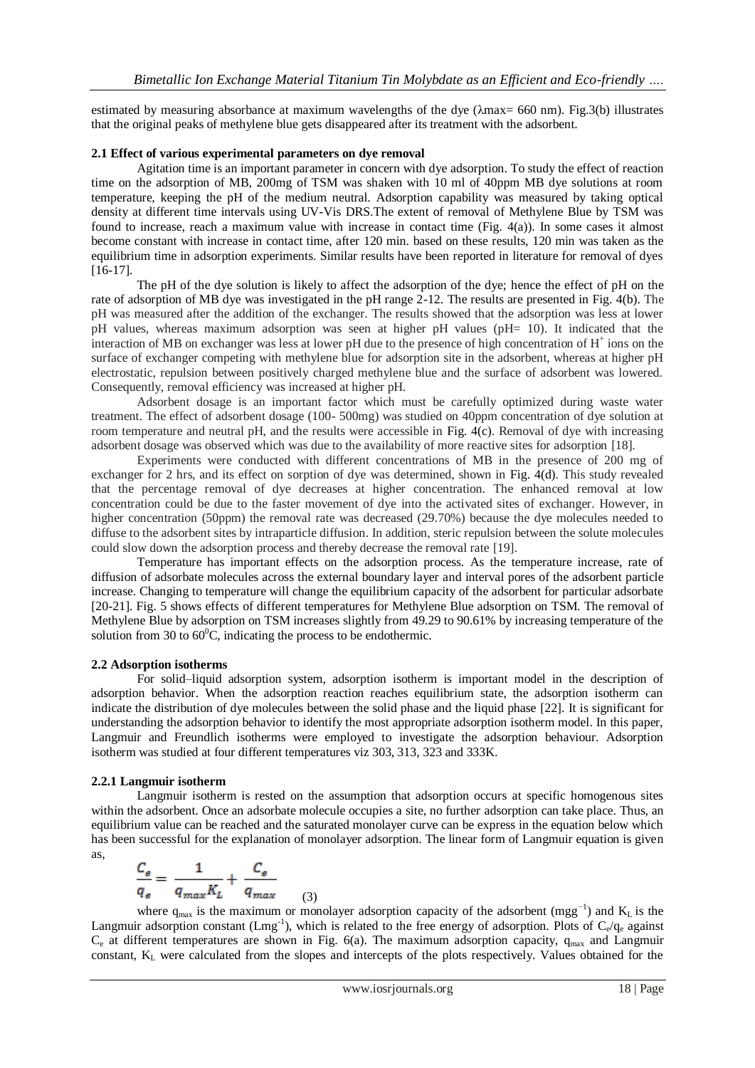estimated by measuring absorbance at maximum wavelengths of the dye (λmax= 660 nm). Fig.3(b) illustrates that the original peaks of methylene blue gets disappeared after its treatment with the adsorbent.

### 2.1 Effect of various experimental parameters on dye removal

Agitation time is an important parameter in concern with dye adsorption. To study the effect of reaction time on the adsorption of MB, 200mg of TSM was shaken with 10 ml of 40ppm MB dye solutions at room temperature, keeping the pH of the medium neutral. Adsorption capability was measured by taking optical density at different time intervals using UV-Vis DRS.The extent of removal of Methylene Blue by TSM was found to increase, reach a maximum value with increase in contact time (Fig. 4(a)). In some cases it almost become constant with increase in contact time, after 120 min. based on these results, 120 min was taken as the equilibrium time in adsorption experiments. Similar results have been reported in literature for removal of dyes [16-17].

The pH of the dye solution is likely to affect the adsorption of the dye; hence the effect of pH on the rate of adsorption of MB dye was investigated in the pH range 2-12. The results are presented in Fig. 4(b). The pH was measured after the addition of the exchanger. The results showed that the adsorption was less at lower pH values, whereas maximum adsorption was seen at higher pH values (pH= 10). It indicated that the interaction of MB on exchanger was less at lower pH due to the presence of high concentration of $H^+$ ions on the surface of exchanger competing with methylene blue for adsorption site in the adsorbent, whereas at higher pH electrostatic, repulsion between positively charged methylene blue and the surface of adsorbent was lowered. Consequently, removal efficiency was increased at higher pH.

Adsorbent dosage is an important factor which must be carefully optimized during waste water treatment. The effect of adsorbent dosage (100- 500mg) was studied on 40ppm concentration of dye solution at room temperature and neutral pH, and the results were accessible in Fig. 4(c). Removal of dye with increasing adsorbent dosage was observed which was due to the availability of more reactive sites for adsorption [18].

Experiments were conducted with different concentrations of MB in the presence of 200 mg of exchanger for 2 hrs, and its effect on sorption of dye was determined, shown in Fig. 4(d). This study revealed that the percentage removal of dye decreases at higher concentration. The enhanced removal at low concentration could be due to the faster movement of dye into the activated sites of exchanger. However, in higher concentration (50ppm) the removal rate was decreased (29.70%) because the dye molecules needed to diffuse to the adsorbent sites by intraparticle diffusion. In addition, steric repulsion between the solute molecules could slow down the adsorption process and thereby decrease the removal rate [19].

Temperature has important effects on the adsorption process. As the temperature increase, rate of diffusion of adsorbate molecules across the external boundary layer and interval pores of the adsorbent particle increase. Changing to temperature will change the equilibrium capacity of the adsorbent for particular adsorbate [20-21]. Fig. 5 shows effects of different temperatures for Methylene Blue adsorption on TSM. The removal of Methylene Blue by adsorption on TSM increases slightly from 49.29 to 90.61% by increasing temperature of the solution from 30 to 60$^0$C, indicating the process to be endothermic.

### 2.2 Adsorption isotherms

For solid–liquid adsorption system, adsorption isotherm is important model in the description of adsorption behavior. When the adsorption reaction reaches equilibrium state, the adsorption isotherm can indicate the distribution of dye molecules between the solid phase and the liquid phase [22]. It is significant for understanding the adsorption behavior to identify the most appropriate adsorption isotherm model. In this paper, Langmuir and Freundlich isotherms were employed to investigate the adsorption behaviour. Adsorption isotherm was studied at four different temperatures viz 303, 313, 323 and 333K.

#### 2.2.1 Langmuir isotherm

Langmuir isotherm is rested on the assumption that adsorption occurs at specific homogenous sites within the adsorbent. Once an adsorbate molecule occupies a site, no further adsorption can take place. Thus, an equilibrium value can be reached and the saturated monolayer curve can be express in the equation below which has been successful for the explanation of monolayer adsorption. The linear form of Langmuir equation is given as,

$$\frac{C_e}{q_e} = \frac{1}{q_{max} K_L} + \frac{C_e}{q_{max}} \qquad (3)$$

where $q_{max}$ is the maximum or monolayer adsorption capacity of the adsorbent ($mgg^{-1}$) and $K_L$ is the Langmuir adsorption constant ($Lmg^{-1}$), which is related to the free energy of adsorption. Plots of $C_e/q_e$ against $C_e$ at different temperatures are shown in Fig. 6(a). The maximum adsorption capacity, $q_{max}$ and Langmuir constant, $K_L$ were calculated from the slopes and intercepts of the plots respectively. Values obtained for the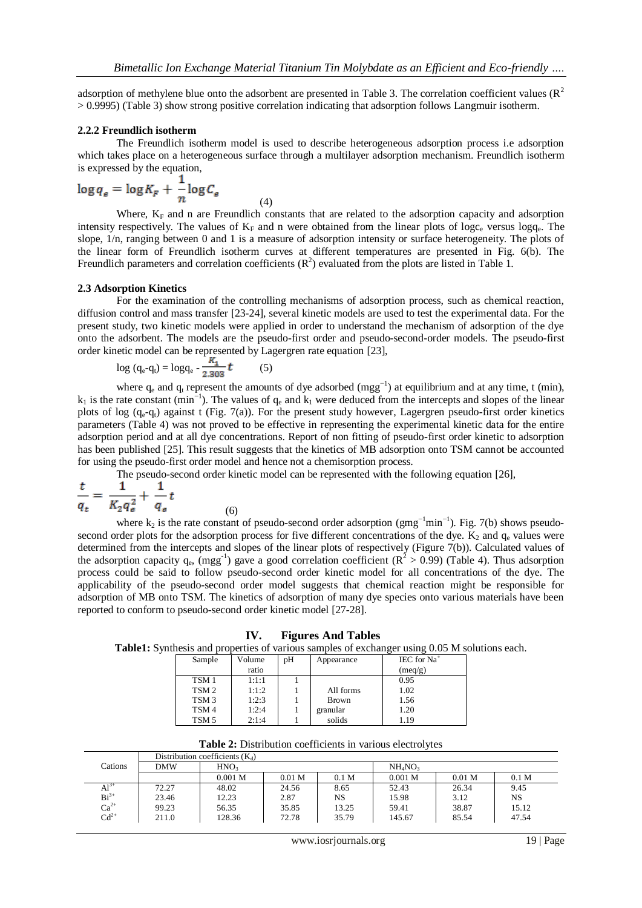adsorption of methylene blue onto the adsorbent are presented in Table 3. The correlation coefficient values ($R^2$ > 0.9995) (Table 3) show strong positive correlation indicating that adsorption follows Langmuir isotherm.

#### 2.2.2 Freundlich isotherm

The Freundlich isotherm model is used to describe heterogeneous adsorption process i.e adsorption which takes place on a heterogeneous surface through a multilayer adsorption mechanism. Freundlich isotherm is expressed by the equation,

$$\log q_e = \log K_F + \frac{1}{n}\log C_e \tag{4}$$

Where, $K_F$ and n are Freundlich constants that are related to the adsorption capacity and adsorption intensity respectively. The values of $K_F$ and n were obtained from the linear plots of $\log c_e$ versus $\log q_e$. The slope, 1/n, ranging between 0 and 1 is a measure of adsorption intensity or surface heterogeneity. The plots of the linear form of Freundlich isotherm curves at different temperatures are presented in Fig. 6(b). The Freundlich parameters and correlation coefficients ($R^2$) evaluated from the plots are listed in Table 1.

### 2.3 Adsorption Kinetics

For the examination of the controlling mechanisms of adsorption process, such as chemical reaction, diffusion control and mass transfer [23-24], several kinetic models are used to test the experimental data. For the present study, two kinetic models were applied in order to understand the mechanism of adsorption of the dye onto the adsorbent. The models are the pseudo-first order and pseudo-second-order models. The pseudo-first order kinetic model can be represented by Lagergren rate equation [23],

$$\log (q_e - q_t) = \log q_e - \frac{K_1}{2.303}t \tag{5}$$

where $q_e$ and $q_t$ represent the amounts of dye adsorbed ($mg g^{-1}$) at equilibrium and at any time, t (min), $k_1$ is the rate constant ($min^{-1}$). The values of $q_e$ and $k_1$ were deduced from the intercepts and slopes of the linear plots of log ($q_e$-$q_t$) against t (Fig. 7(a)). For the present study however, Lagergren pseudo-first order kinetics parameters (Table 4) was not proved to be effective in representing the experimental kinetic data for the entire adsorption period and at all dye concentrations. Report of non fitting of pseudo-first order kinetic to adsorption has been published [25]. This result suggests that the kinetics of MB adsorption onto TSM cannot be accounted for using the pseudo-first order model and hence not a chemisorption process.

The pseudo-second order kinetic model can be represented with the following equation [26],

$$\frac{t}{q_t} = \frac{1}{K_2 q_e^2} + \frac{1}{q_e}t \tag{6}$$

where $k_2$ is the rate constant of pseudo-second order adsorption ($g mg^{-1} min^{-1}$). Fig. 7(b) shows pseudo-second order plots for the adsorption process for five different concentrations of the dye. $K_2$ and $q_e$ values were determined from the intercepts and slopes of the linear plots of respectively (Figure 7(b)). Calculated values of the adsorption capacity $q_e$, ($mg g^{-1}$) gave a good correlation coefficient ($R^2$ > 0.99) (Table 4). Thus adsorption process could be said to follow pseudo-second order kinetic model for all concentrations of the dye. The applicability of the pseudo-second order model suggests that chemical reaction might be responsible for adsorption of MB onto TSM. The kinetics of adsorption of many dye species onto various materials have been reported to conform to pseudo-second order kinetic model [27-28].

## IV. Figures And Tables

**Table1:** Synthesis and properties of various samples of exchanger using 0.05 M solutions each.

| Sample | Volume ratio | pH | Appearance | IEC for $Na^+$ (meq/g) |
|---|---|---|---|---|
| TSM 1 | 1:1:1 | 1 | | 0.95 |
| TSM 2 | 1:1:2 | 1 | All forms | 1.02 |
| TSM 3 | 1:2:3 | 1 | Brown | 1.56 |
| TSM 4 | 1:2:4 | 1 | granular | 1.20 |
| TSM 5 | 2:1:4 | 1 | solids | 1.19 |

**Table 2:** Distribution coefficients in various electrolytes

| Cations | Distribution coefficients ($K_d$) | | | | | | |
|---|---|---|---|---|---|---|---|
| | DMW | $HNO_3$ | | | $NH_4NO_3$ | | |
| | | 0.001 M | 0.01 M | 0.1 M | 0.001 M | 0.01 M | 0.1 M |
| $Al^{3+}$ | 72.27 | 48.02 | 24.56 | 8.65 | 52.43 | 26.34 | 9.45 |
| $Bi^{3+}$ | 23.46 | 12.23 | 2.87 | NS | 15.98 | 3.12 | NS |
| $Ca^{2+}$ | 99.23 | 56.35 | 35.85 | 13.25 | 59.41 | 38.87 | 15.12 |
| $Cd^{2+}$ | 211.0 | 128.36 | 72.78 | 35.79 | 145.67 | 85.54 | 47.54 |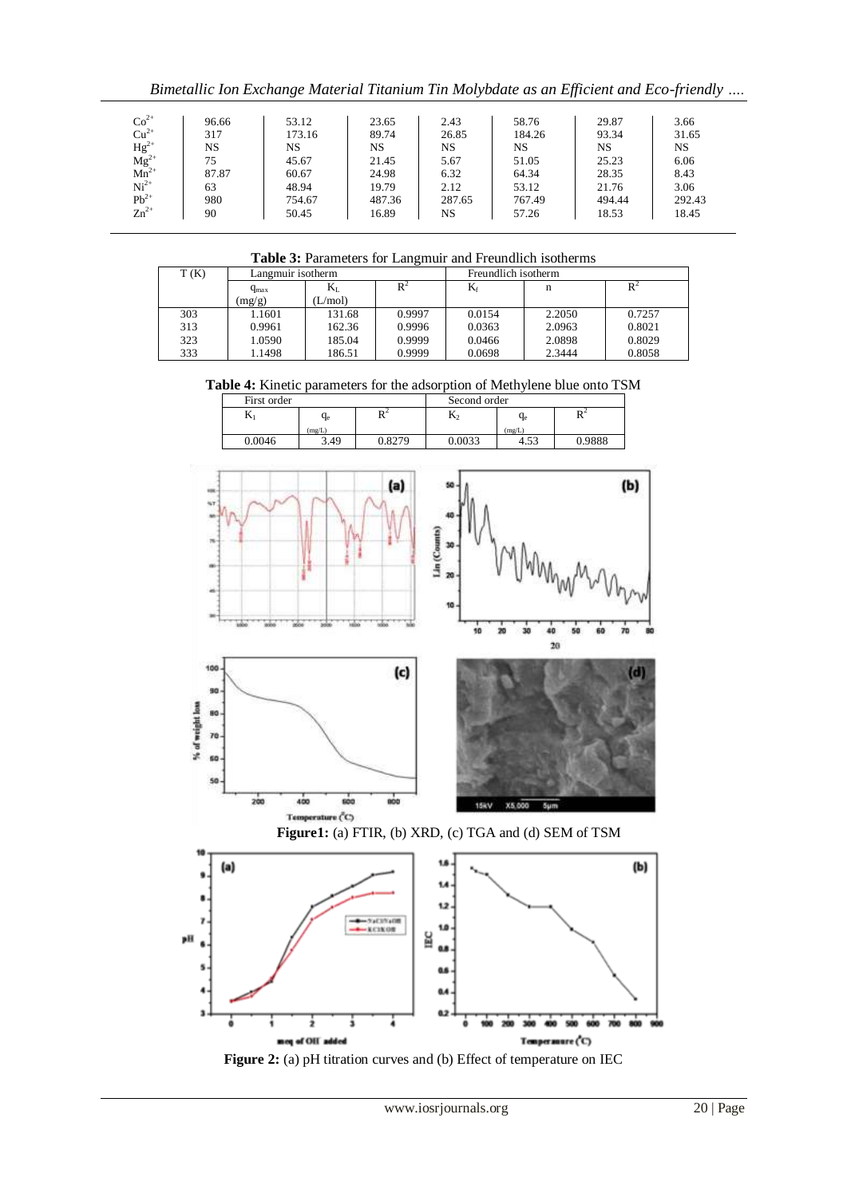| | | | | | | |
|---|---|---|---|---|---|---|
| $Co^{2+}$ | 96.66 | 53.12 | 23.65 | 2.43 | 58.76 | 29.87 | 3.66 |
| $Cu^{2+}$ | 317 | 173.16 | 89.74 | 26.85 | 184.26 | 93.34 | 31.65 |
| $Hg^{2+}$ | NS | NS | NS | NS | NS | NS | NS |
| $Mg^{2+}$ | 75 | 45.67 | 21.45 | 5.67 | 51.05 | 25.23 | 6.06 |
| $Mn^{2+}$ | 87.87 | 60.67 | 24.98 | 6.32 | 64.34 | 28.35 | 8.43 |
| $Ni^{2+}$ | 63 | 48.94 | 19.79 | 2.12 | 53.12 | 21.76 | 3.06 |
| $Pb^{2+}$ | 980 | 754.67 | 487.36 | 287.65 | 767.49 | 494.44 | 292.43 |
| $Zn^{2+}$ | 90 | 50.45 | 16.89 | NS | 57.26 | 18.53 | 18.45 |

**Table 3:** Parameters for Langmuir and Freundlich isotherms

| T (K) | Langmuir isotherm | | | Freundlich isotherm | | |
|---|---|---|---|---|---|---|
| | $q_{max}$ (mg/g) | $K_L$ (L/mol) | $R^2$ | $K_f$ | n | $R^2$ |
| 303 | 1.1601 | 131.68 | 0.9997 | 0.0154 | 2.2050 | 0.7257 |
| 313 | 0.9961 | 162.36 | 0.9996 | 0.0363 | 2.0963 | 0.8021 |
| 323 | 1.0590 | 185.04 | 0.9999 | 0.0466 | 2.0898 | 0.8029 |
| 333 | 1.1498 | 186.51 | 0.9999 | 0.0698 | 2.3444 | 0.8058 |

**Table 4:** Kinetic parameters for the adsorption of Methylene blue onto TSM

| First order | | | Second order | | |
|---|---|---|---|---|---|
| $K_1$ | $q_e$ (mg/L) | $R^2$ | $K_2$ | $q_e$ (mg/L) | $R^2$ |
| 0.0046 | 3.49 | 0.8279 | 0.0033 | 4.53 | 0.9888 |

**Figure1:** (a) FTIR, (b) XRD, (c) TGA and (d) SEM of TSM

**Figure 2:** (a) pH titration curves and (b) Effect of temperature on IEC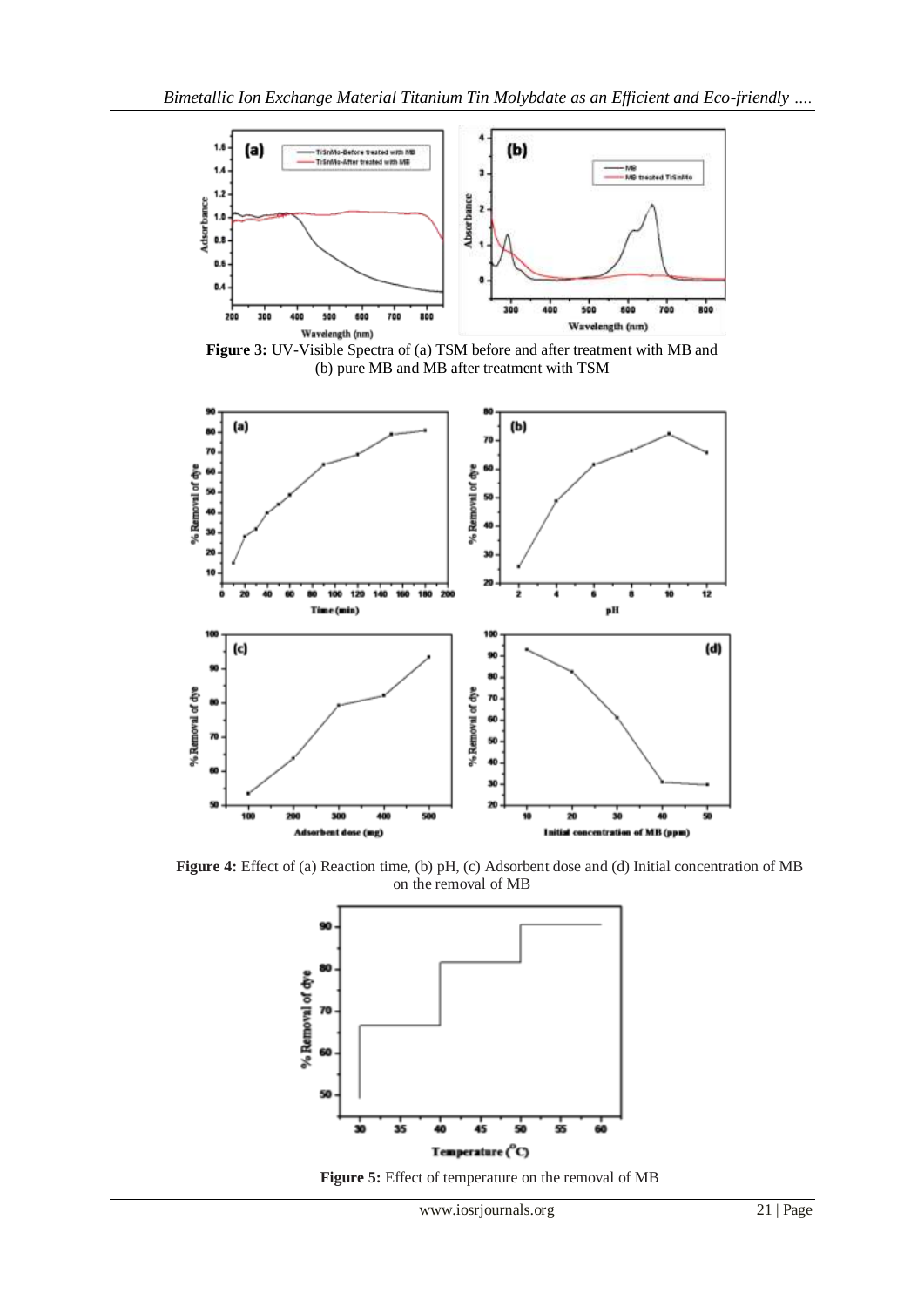**Figure 3:** UV-Visible Spectra of (a) TSM before and after treatment with MB and (b) pure MB and MB after treatment with TSM

**Figure 4:** Effect of (a) Reaction time, (b) pH, (c) Adsorbent dose and (d) Initial concentration of MB on the removal of MB

**Figure 5:** Effect of temperature on the removal of MB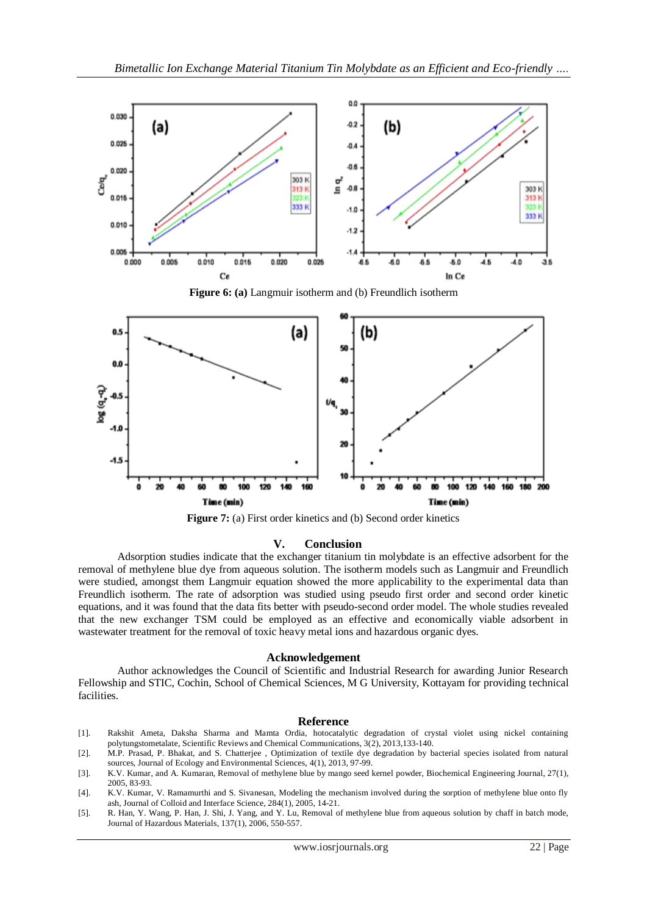**Figure 6: (a)** Langmuir isotherm and (b) Freundlich isotherm

**Figure 7:** (a) First order kinetics and (b) Second order kinetics

## V. Conclusion

Adsorption studies indicate that the exchanger titanium tin molybdate is an effective adsorbent for the removal of methylene blue dye from aqueous solution. The isotherm models such as Langmuir and Freundlich were studied, amongst them Langmuir equation showed the more applicability to the experimental data than Freundlich isotherm. The rate of adsorption was studied using pseudo first order and second order kinetic equations, and it was found that the data fits better with pseudo-second order model. The whole studies revealed that the new exchanger TSM could be employed as an effective and economically viable adsorbent in wastewater treatment for the removal of toxic heavy metal ions and hazardous organic dyes.

## Acknowledgement

Author acknowledges the Council of Scientific and Industrial Research for awarding Junior Research Fellowship and STIC, Cochin, School of Chemical Sciences, M G University, Kottayam for providing technical facilities.

## Reference

[1]. Rakshit Ameta, Daksha Sharma and Mamta Ordia, hotocatalytic degradation of crystal violet using nickel containing polytungstometalate, Scientific Reviews and Chemical Communications, 3(2), 2013,133-140.

[2]. M.P. Prasad, P. Bhakat, and S. Chatterjee , Optimization of textile dye degradation by bacterial species isolated from natural sources, Journal of Ecology and Environmental Sciences, 4(1), 2013, 97-99.

[3]. K.V. Kumar, and A. Kumaran, Removal of methylene blue by mango seed kernel powder, Biochemical Engineering Journal, 27(1), 2005, 83-93.

[4]. K.V. Kumar, V. Ramamurthi and S. Sivanesan, Modeling the mechanism involved during the sorption of methylene blue onto fly ash, Journal of Colloid and Interface Science, 284(1), 2005, 14-21.

[5]. R. Han, Y. Wang, P. Han, J. Shi, J. Yang, and Y. Lu, Removal of methylene blue from aqueous solution by chaff in batch mode, Journal of Hazardous Materials, 137(1), 2006, 550-557.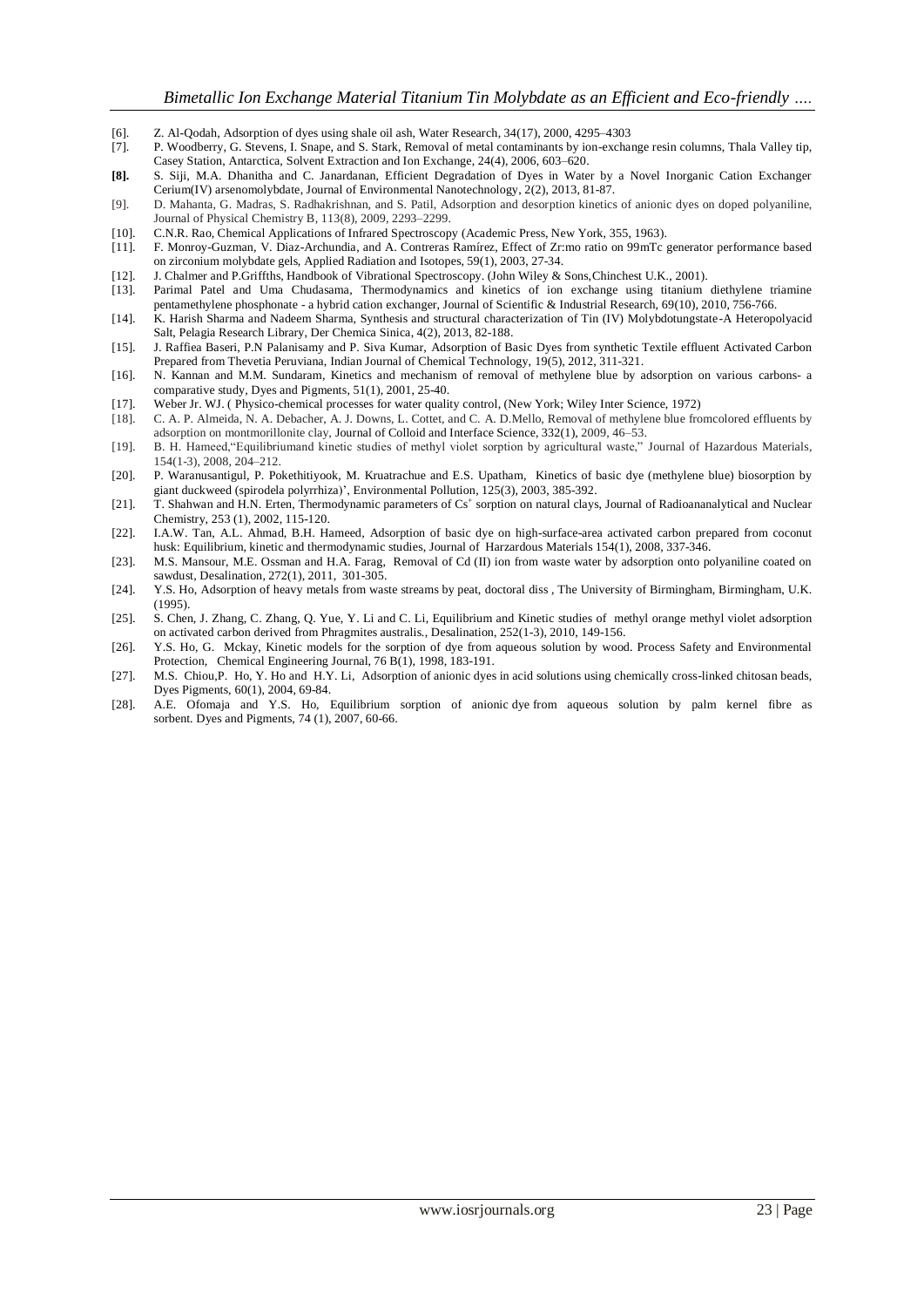[6]. Z. Al-Qodah, Adsorption of dyes using shale oil ash, Water Research, 34(17), 2000, 4295–4303

[7]. P. Woodberry, G. Stevens, I. Snape, and S. Stark, Removal of metal contaminants by ion-exchange resin columns, Thala Valley tip, Casey Station, Antarctica, Solvent Extraction and Ion Exchange, 24(4), 2006, 603–620.

**[8].** S. Siji, M.A. Dhanitha and C. Janardanan, Efficient Degradation of Dyes in Water by a Novel Inorganic Cation Exchanger Cerium(IV) arsenomolybdate, Journal of Environmental Nanotechnology, 2(2), 2013, 81-87.

[9]. D. Mahanta, G. Madras, S. Radhakrishnan, and S. Patil, Adsorption and desorption kinetics of anionic dyes on doped polyaniline, Journal of Physical Chemistry B, 113(8), 2009, 2293–2299.

[10]. C.N.R. Rao, Chemical Applications of Infrared Spectroscopy (Academic Press, New York, 355, 1963).

[11]. F. Monroy-Guzman, V. Diaz-Archundia, and A. Contreras Ramírez, Effect of Zr:mo ratio on 99mTc generator performance based on zirconium molybdate gels, Applied Radiation and Isotopes, 59(1), 2003, 27-34.

[12]. J. Chalmer and P.Griffths, Handbook of Vibrational Spectroscopy. (John Wiley & Sons,Chinchest U.K., 2001).

[13]. Parimal Patel and Uma Chudasama, Thermodynamics and kinetics of ion exchange using titanium diethylene triamine pentamethylene phosphonate - a hybrid cation exchanger, Journal of Scientific & Industrial Research, 69(10), 2010, 756-766.

[14]. K. Harish Sharma and Nadeem Sharma, Synthesis and structural characterization of Tin (IV) Molybdotungstate-A Heteropolyacid Salt, Pelagia Research Library, Der Chemica Sinica, 4(2), 2013, 82-188.

[15]. J. Raffiea Baseri, P.N Palanisamy and P. Siva Kumar, Adsorption of Basic Dyes from synthetic Textile effluent Activated Carbon Prepared from Thevetia Peruviana, Indian Journal of Chemical Technology, 19(5), 2012, 311-321.

[16]. N. Kannan and M.M. Sundaram, Kinetics and mechanism of removal of methylene blue by adsorption on various carbons- a comparative study, Dyes and Pigments, 51(1), 2001, 25-40.

[17]. Weber Jr. WJ. ( Physico-chemical processes for water quality control, (New York; Wiley Inter Science, 1972)

[18]. C. A. P. Almeida, N. A. Debacher, A. J. Downs, L. Cottet, and C. A. D.Mello, Removal of methylene blue fromcolored effluents by adsorption on montmorillonite clay, Journal of Colloid and Interface Science, 332(1), 2009, 46–53.

[19]. B. H. Hameed,"Equilibriumand kinetic studies of methyl violet sorption by agricultural waste," Journal of Hazardous Materials, 154(1-3), 2008, 204–212.

[20]. P. Waranusantigul, P. Pokethitiyook, M. Kruatrachue and E.S. Upatham, Kinetics of basic dye (methylene blue) biosorption by giant duckweed (spirodela polyrrhiza)', Environmental Pollution, 125(3), 2003, 385-392.

[21]. T. Shahwan and H.N. Erten, Thermodynamic parameters of $Cs^{+}$ sorption on natural clays, Journal of Radioananalytical and Nuclear Chemistry, 253 (1), 2002, 115-120.

[22]. I.A.W. Tan, A.L. Ahmad, B.H. Hameed, Adsorption of basic dye on high-surface-area activated carbon prepared from coconut husk: Equilibrium, kinetic and thermodynamic studies, Journal of Harzardous Materials 154(1), 2008, 337-346.

[23]. M.S. Mansour, M.E. Ossman and H.A. Farag, Removal of Cd (II) ion from waste water by adsorption onto polyaniline coated on sawdust, Desalination, 272(1), 2011, 301-305.

[24]. Y.S. Ho, Adsorption of heavy metals from waste streams by peat, doctoral diss , The University of Birmingham, Birmingham, U.K. (1995).

[25]. S. Chen, J. Zhang, C. Zhang, Q. Yue, Y. Li and C. Li, Equilibrium and Kinetic studies of methyl orange methyl violet adsorption on activated carbon derived from Phragmites australis., Desalination, 252(1-3), 2010, 149-156.

[26]. Y.S. Ho, G. Mckay, Kinetic models for the sorption of dye from aqueous solution by wood. Process Safety and Environmental Protection, Chemical Engineering Journal, 76 B(1), 1998, 183-191.

[27]. M.S. Chiou,P. Ho, Y. Ho and H.Y. Li, Adsorption of anionic dyes in acid solutions using chemically cross-linked chitosan beads, Dyes Pigments, 60(1), 2004, 69-84.

[28]. A.E. Ofomaja and Y.S. Ho, Equilibrium sorption of anionic dye from aqueous solution by palm kernel fibre as sorbent. Dyes and Pigments, 74 (1), 2007, 60-66.